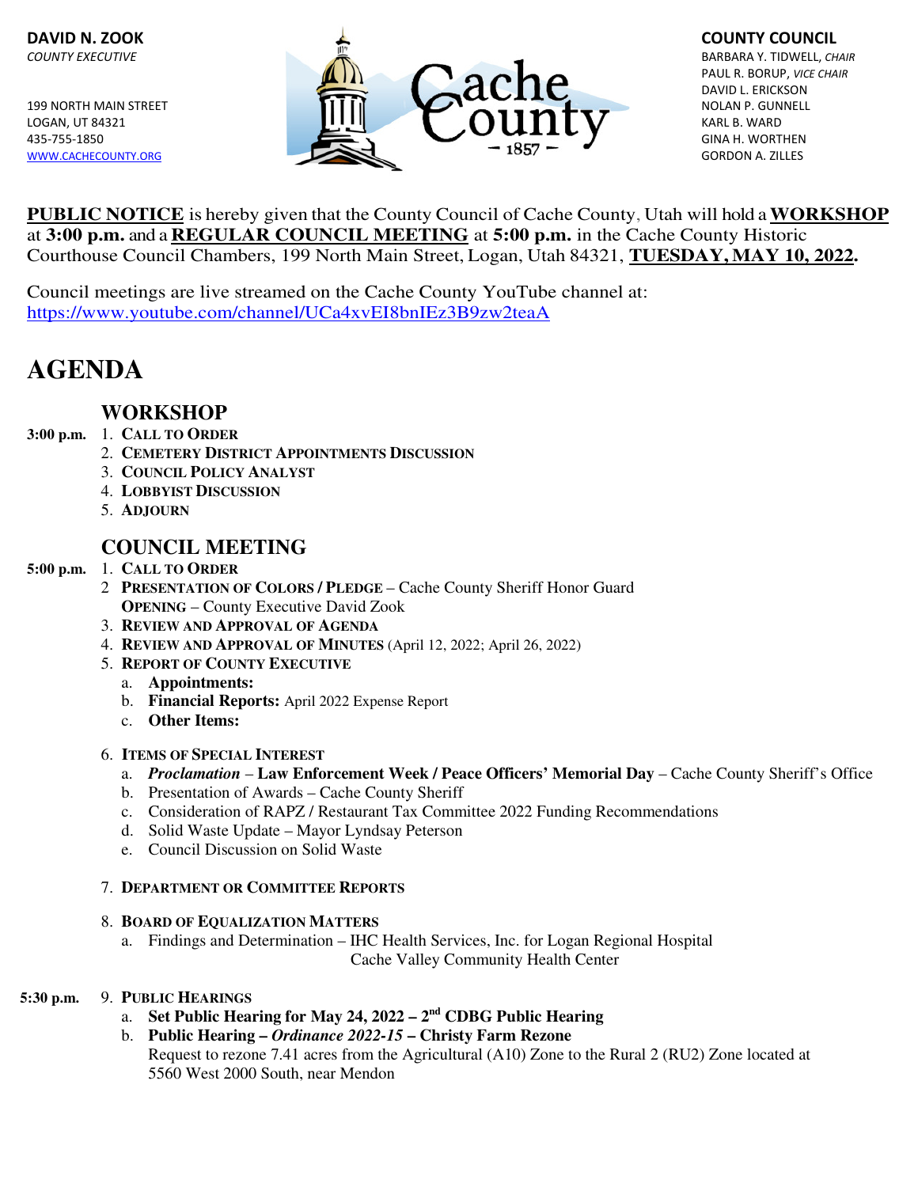**DAVID N. ZOOK**
*COUNTY EXECUTIVE*

199 NORTH MAIN STREET
LOGAN, UT 84321
435-755-1850
WWW.CACHECOUNTY.ORG

Cache County
– 1857 –

**COUNTY COUNCIL**
BARBARA Y. TIDWELL, *CHAIR*
PAUL R. BORUP, *VICE CHAIR*
DAVID L. ERICKSON
NOLAN P. GUNNELL
KARL B. WARD
GINA H. WORTHEN
GORDON A. ZILLES

**PUBLIC NOTICE** is hereby given that the County Council of Cache County, Utah will hold a **WORKSHOP** at **3:00 p.m.** and a **REGULAR COUNCIL MEETING** at **5:00 p.m.** in the Cache County Historic Courthouse Council Chambers, 199 North Main Street, Logan, Utah 84321, **TUESDAY, MAY 10, 2022.**

Council meetings are live streamed on the Cache County YouTube channel at:
https://www.youtube.com/channel/UCa4xvEI8bnIEz3B9zw2teaA

# AGENDA

## WORKSHOP

**3:00 p.m.**

1. **CALL TO ORDER**
2. **CEMETERY DISTRICT APPOINTMENTS DISCUSSION**
3. **COUNCIL POLICY ANALYST**
4. **LOBBYIST DISCUSSION**
5. **ADJOURN**

## COUNCIL MEETING

**5:00 p.m.**

1. **CALL TO ORDER**
2. **PRESENTATION OF COLORS / PLEDGE** – Cache County Sheriff Honor Guard
   **OPENING** – County Executive David Zook
3. **REVIEW AND APPROVAL OF AGENDA**
4. **REVIEW AND APPROVAL OF MINUTES** (April 12, 2022; April 26, 2022)
5. **REPORT OF COUNTY EXECUTIVE**
   a. **Appointments:**
   b. **Financial Reports:** April 2022 Expense Report
   c. **Other Items:**
6. **ITEMS OF SPECIAL INTEREST**
   a. ***Proclamation*** – **Law Enforcement Week / Peace Officers' Memorial Day** – Cache County Sheriff's Office
   b. Presentation of Awards – Cache County Sheriff
   c. Consideration of RAPZ / Restaurant Tax Committee 2022 Funding Recommendations
   d. Solid Waste Update – Mayor Lyndsay Peterson
   e. Council Discussion on Solid Waste
7. **DEPARTMENT OR COMMITTEE REPORTS**
8. **BOARD OF EQUALIZATION MATTERS**
   a. Findings and Determination – IHC Health Services, Inc. for Logan Regional Hospital
      Cache Valley Community Health Center

**5:30 p.m.**

9. **PUBLIC HEARINGS**
   a. **Set Public Hearing for May 24, 2022 – 2nd CDBG Public Hearing**
   b. **Public Hearing – *Ordinance 2022-15* – Christy Farm Rezone**
      Request to rezone 7.41 acres from the Agricultural (A10) Zone to the Rural 2 (RU2) Zone located at 5560 West 2000 South, near Mendon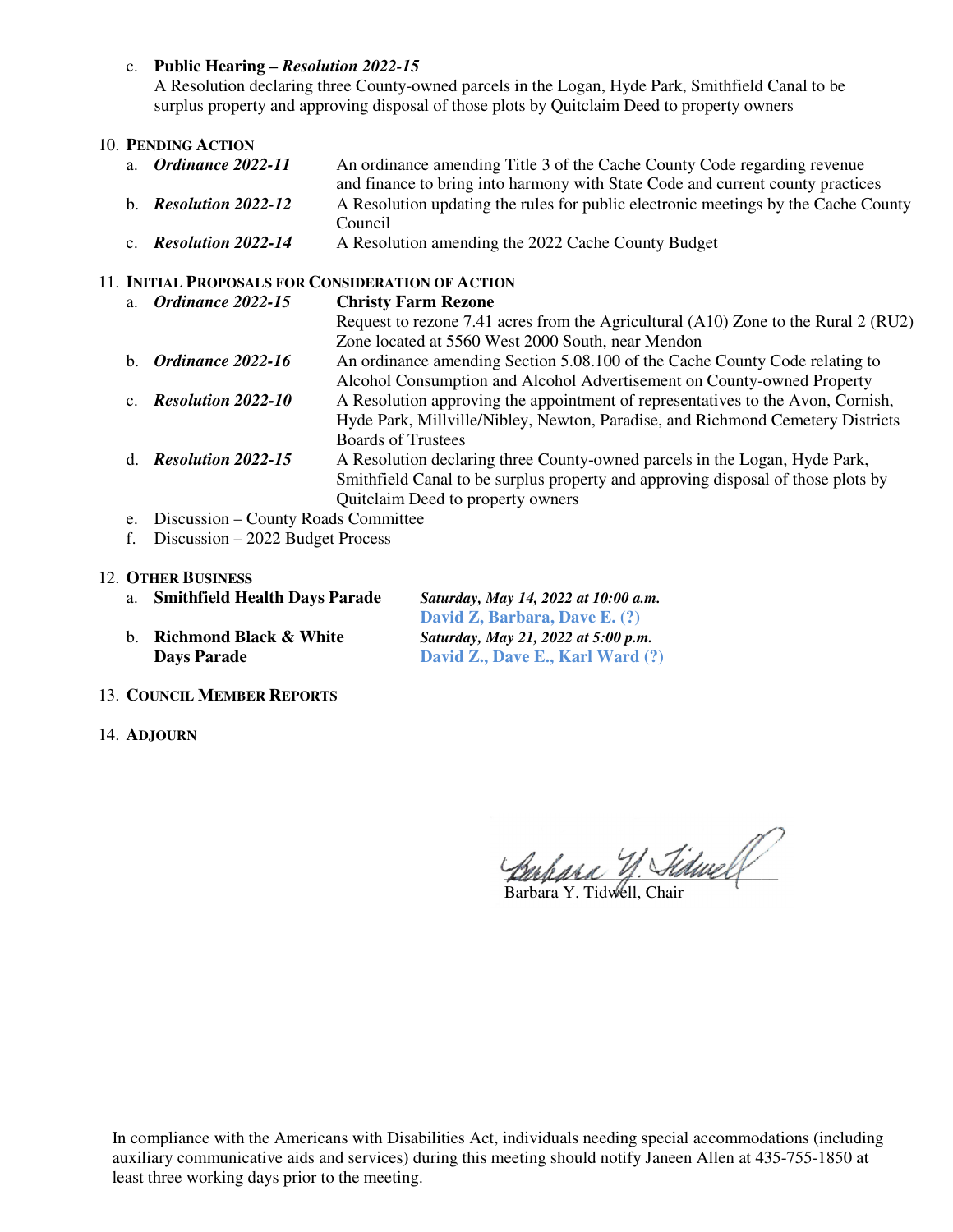c. **Public Hearing –** ***Resolution 2022-15***
A Resolution declaring three County-owned parcels in the Logan, Hyde Park, Smithfield Canal to be surplus property and approving disposal of those plots by Quitclaim Deed to property owners

10. **PENDING ACTION**
    a. ***Ordinance 2022-11*** An ordinance amending Title 3 of the Cache County Code regarding revenue and finance to bring into harmony with State Code and current county practices
    b. ***Resolution 2022-12*** A Resolution updating the rules for public electronic meetings by the Cache County Council
    c. ***Resolution 2022-14*** A Resolution amending the 2022 Cache County Budget

11. **INITIAL PROPOSALS FOR CONSIDERATION OF ACTION**
    a. ***Ordinance 2022-15*** **Christy Farm Rezone**
    Request to rezone 7.41 acres from the Agricultural (A10) Zone to the Rural 2 (RU2) Zone located at 5560 West 2000 South, near Mendon
    b. ***Ordinance 2022-16*** An ordinance amending Section 5.08.100 of the Cache County Code relating to Alcohol Consumption and Alcohol Advertisement on County-owned Property
    c. ***Resolution 2022-10*** A Resolution approving the appointment of representatives to the Avon, Cornish, Hyde Park, Millville/Nibley, Newton, Paradise, and Richmond Cemetery Districts Boards of Trustees
    d. ***Resolution 2022-15*** A Resolution declaring three County-owned parcels in the Logan, Hyde Park, Smithfield Canal to be surplus property and approving disposal of those plots by Quitclaim Deed to property owners
    e. Discussion – County Roads Committee
    f. Discussion – 2022 Budget Process

12. **OTHER BUSINESS**
    a. **Smithfield Health Days Parade** ***Saturday, May 14, 2022 at 10:00 a.m.***
    **David Z, Barbara, Dave E. (?)**
    b. **Richmond Black & White Days Parade** ***Saturday, May 21, 2022 at 5:00 p.m.***
    **David Z., Dave E., Karl Ward (?)**

13. **COUNCIL MEMBER REPORTS**

14. **ADJOURN**

Barbara Y. Tidwell
Barbara Y. Tidwell, Chair

In compliance with the Americans with Disabilities Act, individuals needing special accommodations (including auxiliary communicative aids and services) during this meeting should notify Janeen Allen at 435-755-1850 at least three working days prior to the meeting.